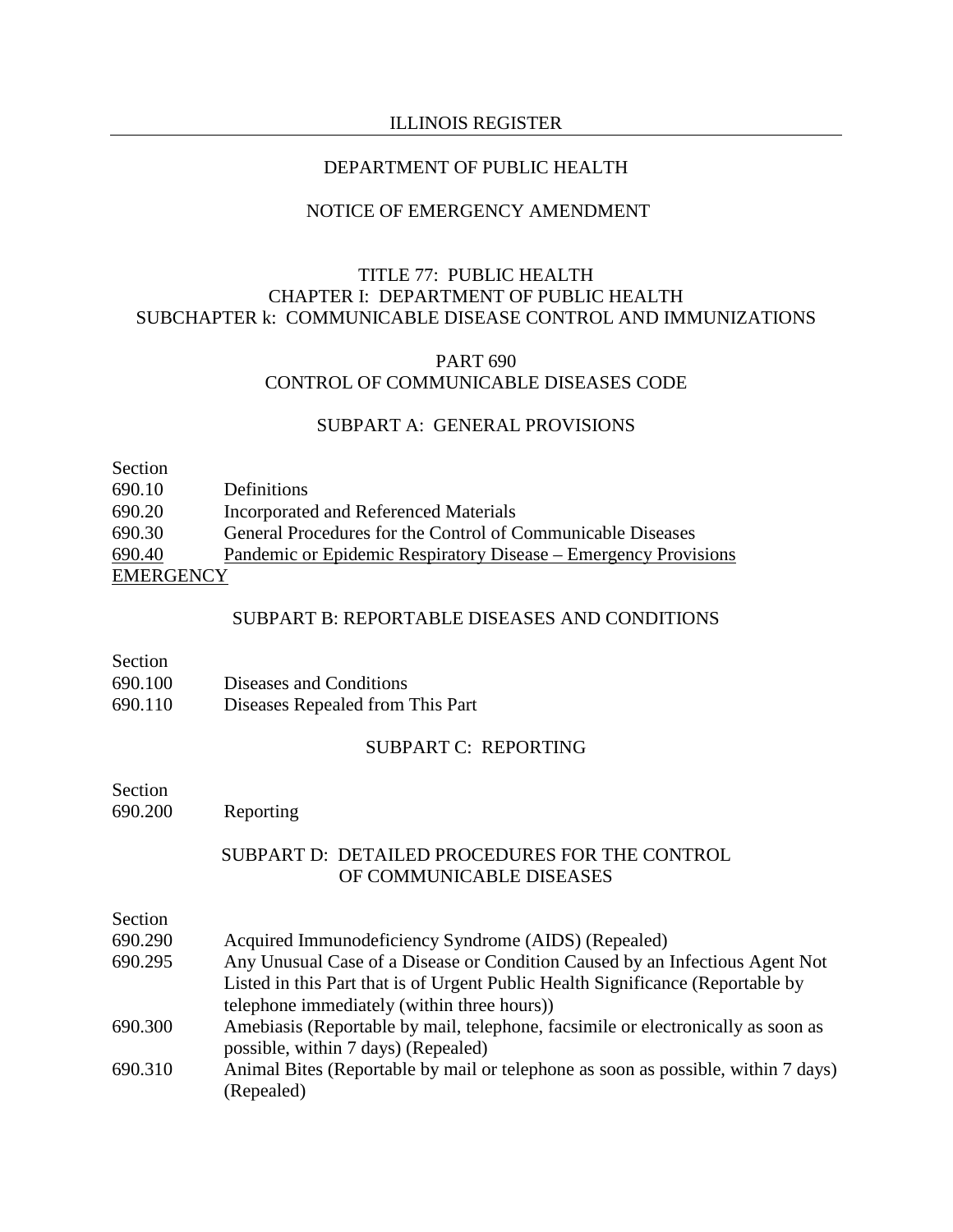ILLINOIS REGISTER

DEPARTMENT OF PUBLIC HEALTH

NOTICE OF EMERGENCY AMENDMENT

TITLE 77: PUBLIC HEALTH
CHAPTER I: DEPARTMENT OF PUBLIC HEALTH
SUBCHAPTER k: COMMUNICABLE DISEASE CONTROL AND IMMUNIZATIONS

PART 690
CONTROL OF COMMUNICABLE DISEASES CODE

SUBPART A: GENERAL PROVISIONS

| Section | |
|---|---|
| 690.10 | Definitions |
| 690.20 | Incorporated and Referenced Materials |
| 690.30 | General Procedures for the Control of Communicable Diseases |
| <u>690.40</u> | <u>Pandemic or Epidemic Respiratory Disease – Emergency Provisions</u> |
| <u>EMERGENCY</u> | |

SUBPART B: REPORTABLE DISEASES AND CONDITIONS

| Section | |
|---|---|
| 690.100 | Diseases and Conditions |
| 690.110 | Diseases Repealed from This Part |

SUBPART C: REPORTING

| Section | |
|---|---|
| 690.200 | Reporting |

SUBPART D: DETAILED PROCEDURES FOR THE CONTROL OF COMMUNICABLE DISEASES

| Section | |
|---|---|
| 690.290 | Acquired Immunodeficiency Syndrome (AIDS) (Repealed) |
| 690.295 | Any Unusual Case of a Disease or Condition Caused by an Infectious Agent Not Listed in this Part that is of Urgent Public Health Significance (Reportable by telephone immediately (within three hours)) |
| 690.300 | Amebiasis (Reportable by mail, telephone, facsimile or electronically as soon as possible, within 7 days) (Repealed) |
| 690.310 | Animal Bites (Reportable by mail or telephone as soon as possible, within 7 days) (Repealed) |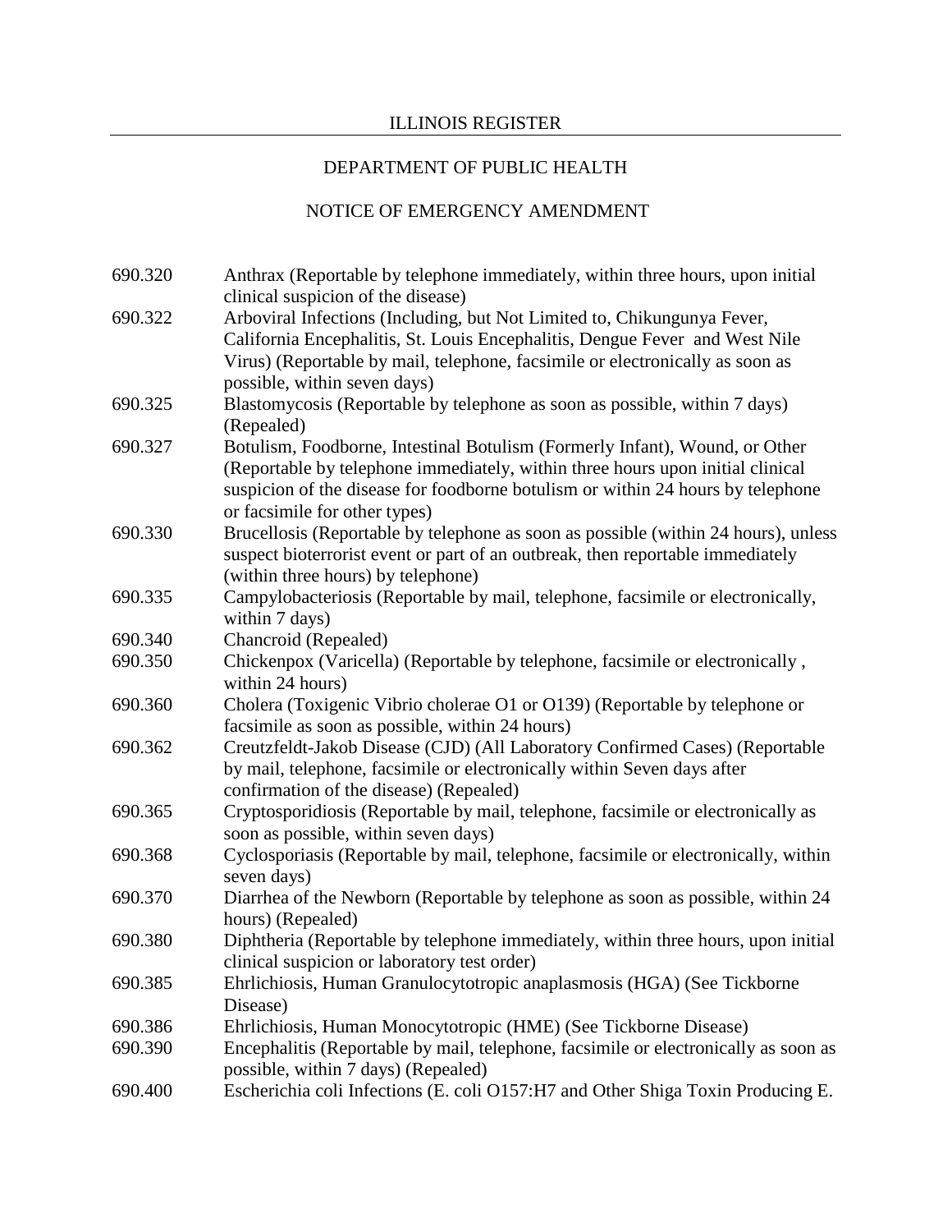690.320 Anthrax (Reportable by telephone immediately, within three hours, upon initial clinical suspicion of the disease)

690.322 Arboviral Infections (Including, but Not Limited to, Chikungunya Fever, California Encephalitis, St. Louis Encephalitis, Dengue Fever and West Nile Virus) (Reportable by mail, telephone, facsimile or electronically as soon as possible, within seven days)

690.325 Blastomycosis (Reportable by telephone as soon as possible, within 7 days) (Repealed)

690.327 Botulism, Foodborne, Intestinal Botulism (Formerly Infant), Wound, or Other (Reportable by telephone immediately, within three hours upon initial clinical suspicion of the disease for foodborne botulism or within 24 hours by telephone or facsimile for other types)

690.330 Brucellosis (Reportable by telephone as soon as possible (within 24 hours), unless suspect bioterrorist event or part of an outbreak, then reportable immediately (within three hours) by telephone)

690.335 Campylobacteriosis (Reportable by mail, telephone, facsimile or electronically, within 7 days)

690.340 Chancroid (Repealed)

690.350 Chickenpox (Varicella) (Reportable by telephone, facsimile or electronically , within 24 hours)

690.360 Cholera (Toxigenic Vibrio cholerae O1 or O139) (Reportable by telephone or facsimile as soon as possible, within 24 hours)

690.362 Creutzfeldt-Jakob Disease (CJD) (All Laboratory Confirmed Cases) (Reportable by mail, telephone, facsimile or electronically within Seven days after confirmation of the disease) (Repealed)

690.365 Cryptosporidiosis (Reportable by mail, telephone, facsimile or electronically as soon as possible, within seven days)

690.368 Cyclosporiasis (Reportable by mail, telephone, facsimile or electronically, within seven days)

690.370 Diarrhea of the Newborn (Reportable by telephone as soon as possible, within 24 hours) (Repealed)

690.380 Diphtheria (Reportable by telephone immediately, within three hours, upon initial clinical suspicion or laboratory test order)

690.385 Ehrlichiosis, Human Granulocytotropic anaplasmosis (HGA) (See Tickborne Disease)

690.386 Ehrlichiosis, Human Monocytotropic (HME) (See Tickborne Disease)

690.390 Encephalitis (Reportable by mail, telephone, facsimile or electronically as soon as possible, within 7 days) (Repealed)

690.400 Escherichia coli Infections (E. coli O157:H7 and Other Shiga Toxin Producing E.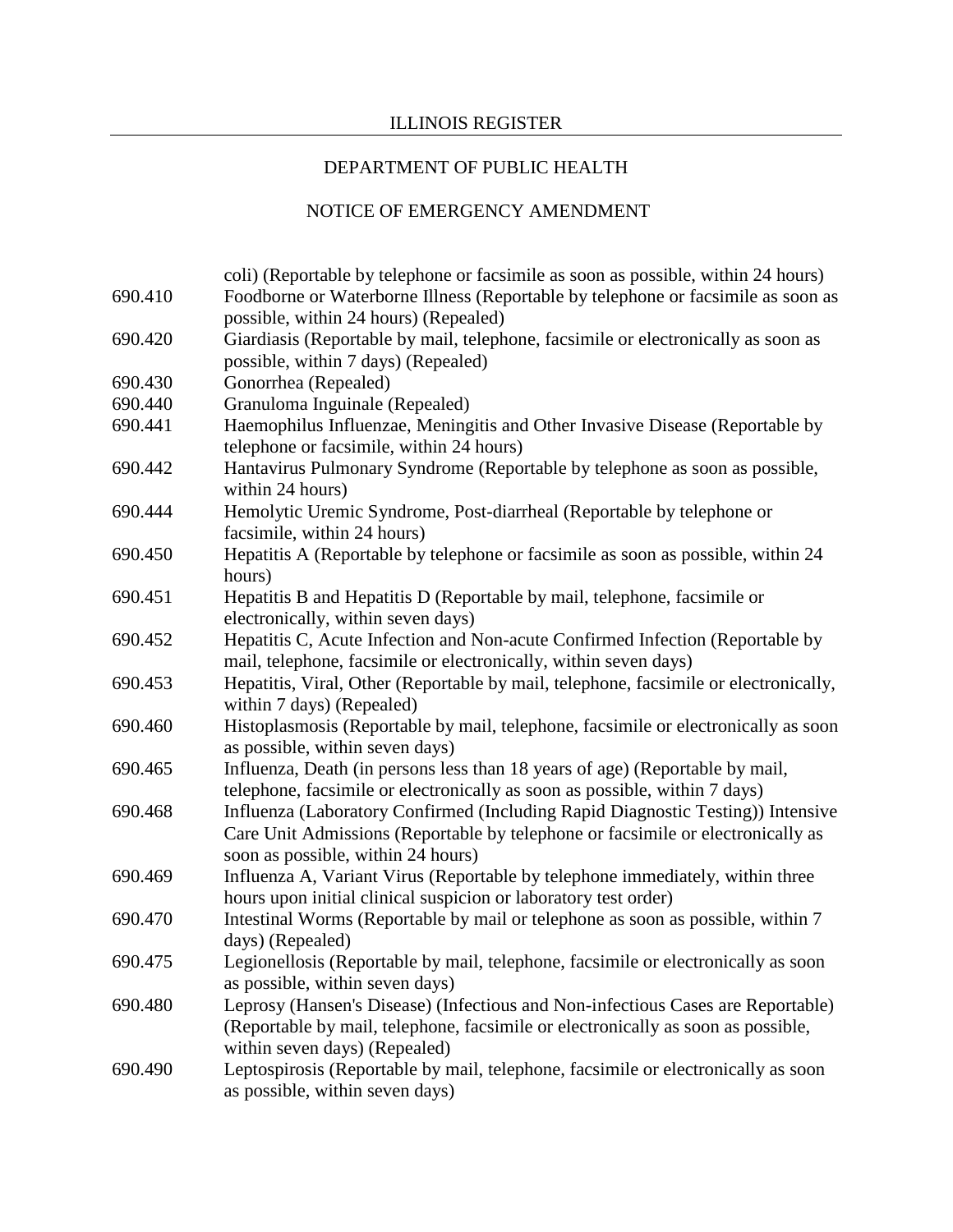coli) (Reportable by telephone or facsimile as soon as possible, within 24 hours)

| | |
|---|---|
| 690.410 | Foodborne or Waterborne Illness (Reportable by telephone or facsimile as soon as possible, within 24 hours) (Repealed) |
| 690.420 | Giardiasis (Reportable by mail, telephone, facsimile or electronically as soon as possible, within 7 days) (Repealed) |
| 690.430 | Gonorrhea (Repealed) |
| 690.440 | Granuloma Inguinale (Repealed) |
| 690.441 | Haemophilus Influenzae, Meningitis and Other Invasive Disease (Reportable by telephone or facsimile, within 24 hours) |
| 690.442 | Hantavirus Pulmonary Syndrome (Reportable by telephone as soon as possible, within 24 hours) |
| 690.444 | Hemolytic Uremic Syndrome, Post-diarrheal (Reportable by telephone or facsimile, within 24 hours) |
| 690.450 | Hepatitis A (Reportable by telephone or facsimile as soon as possible, within 24 hours) |
| 690.451 | Hepatitis B and Hepatitis D (Reportable by mail, telephone, facsimile or electronically, within seven days) |
| 690.452 | Hepatitis C, Acute Infection and Non-acute Confirmed Infection (Reportable by mail, telephone, facsimile or electronically, within seven days) |
| 690.453 | Hepatitis, Viral, Other (Reportable by mail, telephone, facsimile or electronically, within 7 days) (Repealed) |
| 690.460 | Histoplasmosis (Reportable by mail, telephone, facsimile or electronically as soon as possible, within seven days) |
| 690.465 | Influenza, Death (in persons less than 18 years of age) (Reportable by mail, telephone, facsimile or electronically as soon as possible, within 7 days) |
| 690.468 | Influenza (Laboratory Confirmed (Including Rapid Diagnostic Testing)) Intensive Care Unit Admissions (Reportable by telephone or facsimile or electronically as soon as possible, within 24 hours) |
| 690.469 | Influenza A, Variant Virus (Reportable by telephone immediately, within three hours upon initial clinical suspicion or laboratory test order) |
| 690.470 | Intestinal Worms (Reportable by mail or telephone as soon as possible, within 7 days) (Repealed) |
| 690.475 | Legionellosis (Reportable by mail, telephone, facsimile or electronically as soon as possible, within seven days) |
| 690.480 | Leprosy (Hansen's Disease) (Infectious and Non-infectious Cases are Reportable) (Reportable by mail, telephone, facsimile or electronically as soon as possible, within seven days) (Repealed) |
| 690.490 | Leptospirosis (Reportable by mail, telephone, facsimile or electronically as soon as possible, within seven days) |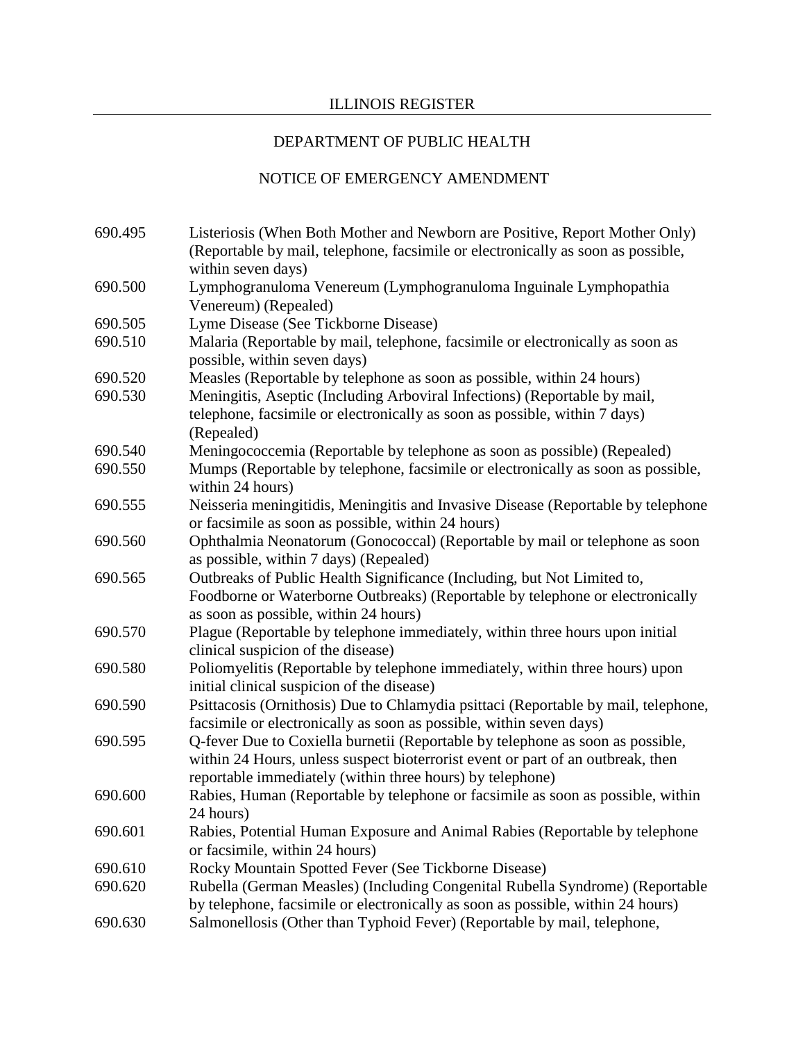690.495 Listeriosis (When Both Mother and Newborn are Positive, Report Mother Only) (Reportable by mail, telephone, facsimile or electronically as soon as possible, within seven days)

690.500 Lymphogranuloma Venereum (Lymphogranuloma Inguinale Lymphopathia Venereum) (Repealed)

690.505 Lyme Disease (See Tickborne Disease)

690.510 Malaria (Reportable by mail, telephone, facsimile or electronically as soon as possible, within seven days)

690.520 Measles (Reportable by telephone as soon as possible, within 24 hours)

690.530 Meningitis, Aseptic (Including Arboviral Infections) (Reportable by mail, telephone, facsimile or electronically as soon as possible, within 7 days) (Repealed)

690.540 Meningococcemia (Reportable by telephone as soon as possible) (Repealed)

690.550 Mumps (Reportable by telephone, facsimile or electronically as soon as possible, within 24 hours)

690.555 Neisseria meningitidis, Meningitis and Invasive Disease (Reportable by telephone or facsimile as soon as possible, within 24 hours)

690.560 Ophthalmia Neonatorum (Gonococcal) (Reportable by mail or telephone as soon as possible, within 7 days) (Repealed)

690.565 Outbreaks of Public Health Significance (Including, but Not Limited to, Foodborne or Waterborne Outbreaks) (Reportable by telephone or electronically as soon as possible, within 24 hours)

690.570 Plague (Reportable by telephone immediately, within three hours upon initial clinical suspicion of the disease)

690.580 Poliomyelitis (Reportable by telephone immediately, within three hours) upon initial clinical suspicion of the disease)

690.590 Psittacosis (Ornithosis) Due to Chlamydia psittaci (Reportable by mail, telephone, facsimile or electronically as soon as possible, within seven days)

690.595 Q-fever Due to Coxiella burnetii (Reportable by telephone as soon as possible, within 24 Hours, unless suspect bioterrorist event or part of an outbreak, then reportable immediately (within three hours) by telephone)

690.600 Rabies, Human (Reportable by telephone or facsimile as soon as possible, within 24 hours)

690.601 Rabies, Potential Human Exposure and Animal Rabies (Reportable by telephone or facsimile, within 24 hours)

690.610 Rocky Mountain Spotted Fever (See Tickborne Disease)

690.620 Rubella (German Measles) (Including Congenital Rubella Syndrome) (Reportable by telephone, facsimile or electronically as soon as possible, within 24 hours)

690.630 Salmonellosis (Other than Typhoid Fever) (Reportable by mail, telephone,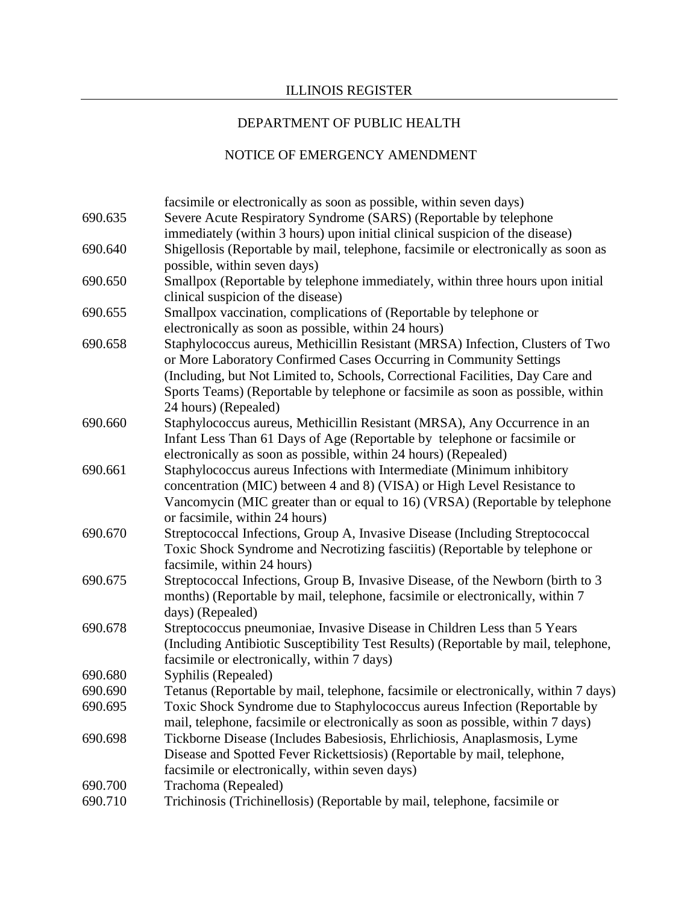facsimile or electronically as soon as possible, within seven days)

| | |
|---|---|
| 690.635 | Severe Acute Respiratory Syndrome (SARS) (Reportable by telephone immediately (within 3 hours) upon initial clinical suspicion of the disease) |
| 690.640 | Shigellosis (Reportable by mail, telephone, facsimile or electronically as soon as possible, within seven days) |
| 690.650 | Smallpox (Reportable by telephone immediately, within three hours upon initial clinical suspicion of the disease) |
| 690.655 | Smallpox vaccination, complications of (Reportable by telephone or electronically as soon as possible, within 24 hours) |
| 690.658 | Staphylococcus aureus, Methicillin Resistant (MRSA) Infection, Clusters of Two or More Laboratory Confirmed Cases Occurring in Community Settings (Including, but Not Limited to, Schools, Correctional Facilities, Day Care and Sports Teams) (Reportable by telephone or facsimile as soon as possible, within 24 hours) (Repealed) |
| 690.660 | Staphylococcus aureus, Methicillin Resistant (MRSA), Any Occurrence in an Infant Less Than 61 Days of Age (Reportable by telephone or facsimile or electronically as soon as possible, within 24 hours) (Repealed) |
| 690.661 | Staphylococcus aureus Infections with Intermediate (Minimum inhibitory concentration (MIC) between 4 and 8) (VISA) or High Level Resistance to Vancomycin (MIC greater than or equal to 16) (VRSA) (Reportable by telephone or facsimile, within 24 hours) |
| 690.670 | Streptococcal Infections, Group A, Invasive Disease (Including Streptococcal Toxic Shock Syndrome and Necrotizing fasciitis) (Reportable by telephone or facsimile, within 24 hours) |
| 690.675 | Streptococcal Infections, Group B, Invasive Disease, of the Newborn (birth to 3 months) (Reportable by mail, telephone, facsimile or electronically, within 7 days) (Repealed) |
| 690.678 | Streptococcus pneumoniae, Invasive Disease in Children Less than 5 Years (Including Antibiotic Susceptibility Test Results) (Reportable by mail, telephone, facsimile or electronically, within 7 days) |
| 690.680 | Syphilis (Repealed) |
| 690.690 | Tetanus (Reportable by mail, telephone, facsimile or electronically, within 7 days) |
| 690.695 | Toxic Shock Syndrome due to Staphylococcus aureus Infection (Reportable by mail, telephone, facsimile or electronically as soon as possible, within 7 days) |
| 690.698 | Tickborne Disease (Includes Babesiosis, Ehrlichiosis, Anaplasmosis, Lyme Disease and Spotted Fever Rickettsiosis) (Reportable by mail, telephone, facsimile or electronically, within seven days) |
| 690.700 | Trachoma (Repealed) |
| 690.710 | Trichinosis (Trichinellosis) (Reportable by mail, telephone, facsimile or |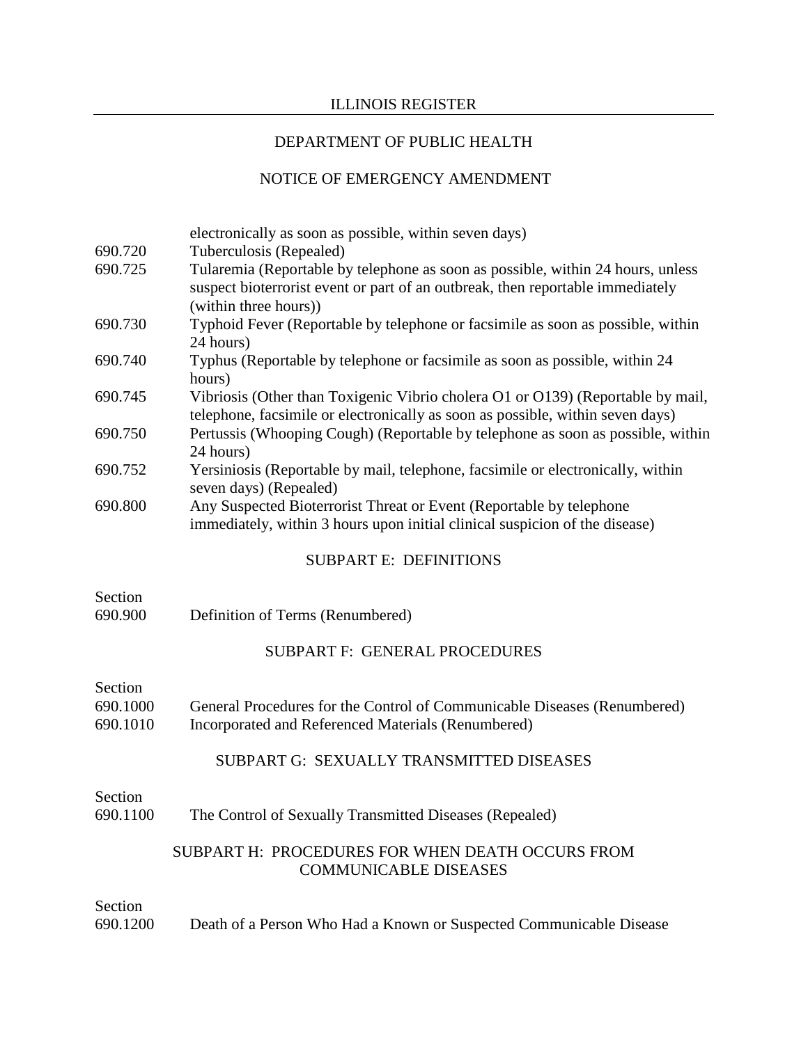electronically as soon as possible, within seven days)

| | |
|---|---|
| 690.720 | Tuberculosis (Repealed) |
| 690.725 | Tularemia (Reportable by telephone as soon as possible, within 24 hours, unless suspect bioterrorist event or part of an outbreak, then reportable immediately (within three hours)) |
| 690.730 | Typhoid Fever (Reportable by telephone or facsimile as soon as possible, within 24 hours) |
| 690.740 | Typhus (Reportable by telephone or facsimile as soon as possible, within 24 hours) |
| 690.745 | Vibriosis (Other than Toxigenic Vibrio cholera O1 or O139) (Reportable by mail, telephone, facsimile or electronically as soon as possible, within seven days) |
| 690.750 | Pertussis (Whooping Cough) (Reportable by telephone as soon as possible, within 24 hours) |
| 690.752 | Yersiniosis (Reportable by mail, telephone, facsimile or electronically, within seven days) (Repealed) |
| 690.800 | Any Suspected Bioterrorist Threat or Event (Reportable by telephone immediately, within 3 hours upon initial clinical suspicion of the disease) |

## SUBPART E: DEFINITIONS

| Section | |
|---|---|
| 690.900 | Definition of Terms (Renumbered) |

## SUBPART F: GENERAL PROCEDURES

| Section | |
|---|---|
| 690.1000 | General Procedures for the Control of Communicable Diseases (Renumbered) |
| 690.1010 | Incorporated and Referenced Materials (Renumbered) |

## SUBPART G: SEXUALLY TRANSMITTED DISEASES

| Section | |
|---|---|
| 690.1100 | The Control of Sexually Transmitted Diseases (Repealed) |

## SUBPART H: PROCEDURES FOR WHEN DEATH OCCURS FROM COMMUNICABLE DISEASES

| Section | |
|---|---|
| 690.1200 | Death of a Person Who Had a Known or Suspected Communicable Disease |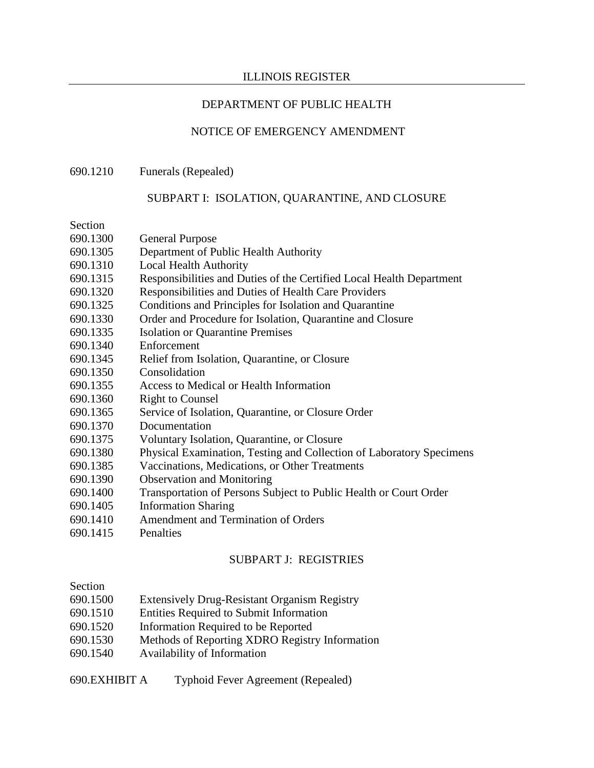690.1210 Funerals (Repealed)

## SUBPART I: ISOLATION, QUARANTINE, AND CLOSURE

Section

690.1300 General Purpose
690.1305 Department of Public Health Authority
690.1310 Local Health Authority
690.1315 Responsibilities and Duties of the Certified Local Health Department
690.1320 Responsibilities and Duties of Health Care Providers
690.1325 Conditions and Principles for Isolation and Quarantine
690.1330 Order and Procedure for Isolation, Quarantine and Closure
690.1335 Isolation or Quarantine Premises
690.1340 Enforcement
690.1345 Relief from Isolation, Quarantine, or Closure
690.1350 Consolidation
690.1355 Access to Medical or Health Information
690.1360 Right to Counsel
690.1365 Service of Isolation, Quarantine, or Closure Order
690.1370 Documentation
690.1375 Voluntary Isolation, Quarantine, or Closure
690.1380 Physical Examination, Testing and Collection of Laboratory Specimens
690.1385 Vaccinations, Medications, or Other Treatments
690.1390 Observation and Monitoring
690.1400 Transportation of Persons Subject to Public Health or Court Order
690.1405 Information Sharing
690.1410 Amendment and Termination of Orders
690.1415 Penalties

## SUBPART J: REGISTRIES

Section

690.1500 Extensively Drug-Resistant Organism Registry
690.1510 Entities Required to Submit Information
690.1520 Information Required to be Reported
690.1530 Methods of Reporting XDRO Registry Information
690.1540 Availability of Information

690.EXHIBIT A Typhoid Fever Agreement (Repealed)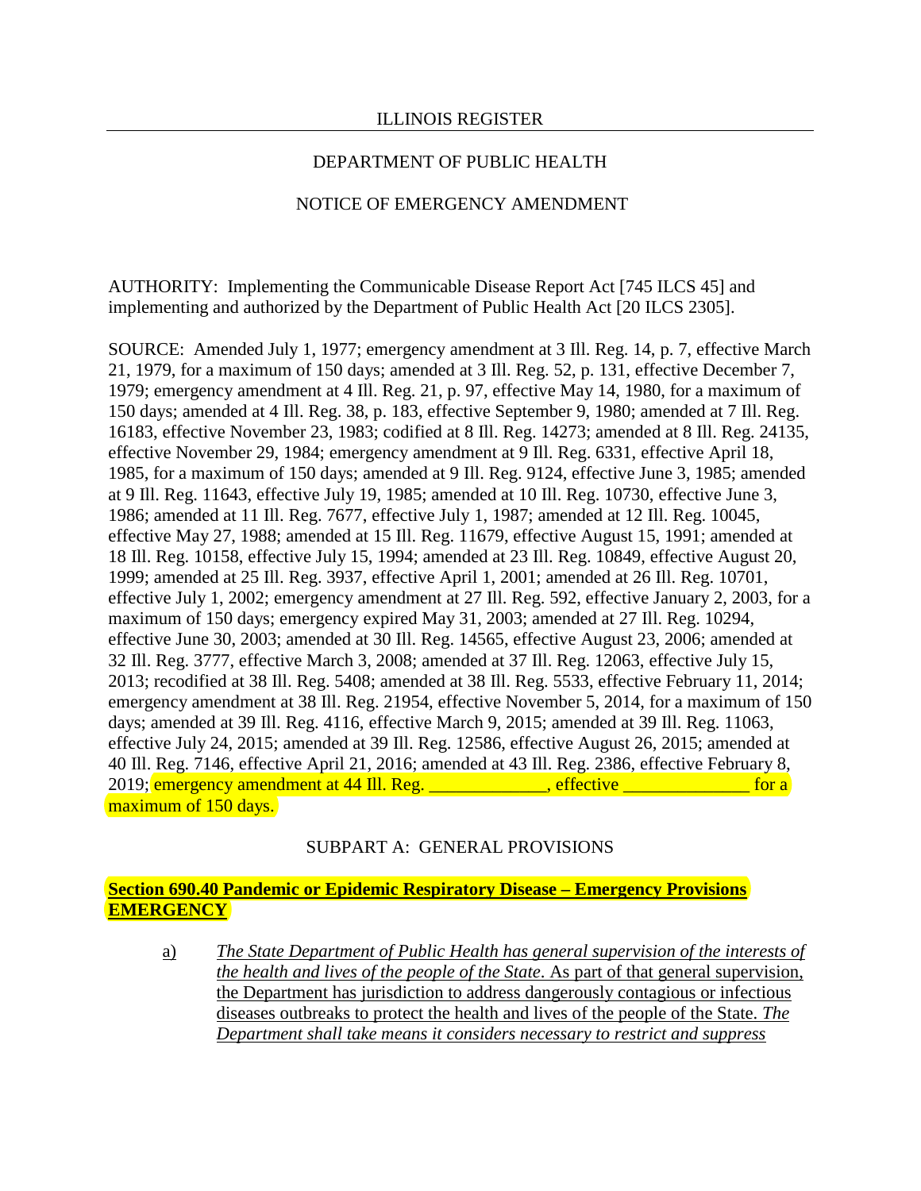ILLINOIS REGISTER

DEPARTMENT OF PUBLIC HEALTH

NOTICE OF EMERGENCY AMENDMENT

AUTHORITY: Implementing the Communicable Disease Report Act [745 ILCS 45] and implementing and authorized by the Department of Public Health Act [20 ILCS 2305].

SOURCE: Amended July 1, 1977; emergency amendment at 3 Ill. Reg. 14, p. 7, effective March 21, 1979, for a maximum of 150 days; amended at 3 Ill. Reg. 52, p. 131, effective December 7, 1979; emergency amendment at 4 Ill. Reg. 21, p. 97, effective May 14, 1980, for a maximum of 150 days; amended at 4 Ill. Reg. 38, p. 183, effective September 9, 1980; amended at 7 Ill. Reg. 16183, effective November 23, 1983; codified at 8 Ill. Reg. 14273; amended at 8 Ill. Reg. 24135, effective November 29, 1984; emergency amendment at 9 Ill. Reg. 6331, effective April 18, 1985, for a maximum of 150 days; amended at 9 Ill. Reg. 9124, effective June 3, 1985; amended at 9 Ill. Reg. 11643, effective July 19, 1985; amended at 10 Ill. Reg. 10730, effective June 3, 1986; amended at 11 Ill. Reg. 7677, effective July 1, 1987; amended at 12 Ill. Reg. 10045, effective May 27, 1988; amended at 15 Ill. Reg. 11679, effective August 15, 1991; amended at 18 Ill. Reg. 10158, effective July 15, 1994; amended at 23 Ill. Reg. 10849, effective August 20, 1999; amended at 25 Ill. Reg. 3937, effective April 1, 2001; amended at 26 Ill. Reg. 10701, effective July 1, 2002; emergency amendment at 27 Ill. Reg. 592, effective January 2, 2003, for a maximum of 150 days; emergency expired May 31, 2003; amended at 27 Ill. Reg. 10294, effective June 30, 2003; amended at 30 Ill. Reg. 14565, effective August 23, 2006; amended at 32 Ill. Reg. 3777, effective March 3, 2008; amended at 37 Ill. Reg. 12063, effective July 15, 2013; recodified at 38 Ill. Reg. 5408; amended at 38 Ill. Reg. 5533, effective February 11, 2014; emergency amendment at 38 Ill. Reg. 21954, effective November 5, 2014, for a maximum of 150 days; amended at 39 Ill. Reg. 4116, effective March 9, 2015; amended at 39 Ill. Reg. 11063, effective July 24, 2015; amended at 39 Ill. Reg. 12586, effective August 26, 2015; amended at 40 Ill. Reg. 7146, effective April 21, 2016; amended at 43 Ill. Reg. 2386, effective February 8, 2019; emergency amendment at 44 Ill. Reg. _____________, effective ______________ for a maximum of 150 days.

SUBPART A: GENERAL PROVISIONS

**Section 690.40 Pandemic or Epidemic Respiratory Disease – Emergency Provisions EMERGENCY**

a) *The State Department of Public Health has general supervision of the interests of the health and lives of the people of the State*. As part of that general supervision, the Department has jurisdiction to address dangerously contagious or infectious diseases outbreaks to protect the health and lives of the people of the State. *The Department shall take means it considers necessary to restrict and suppress*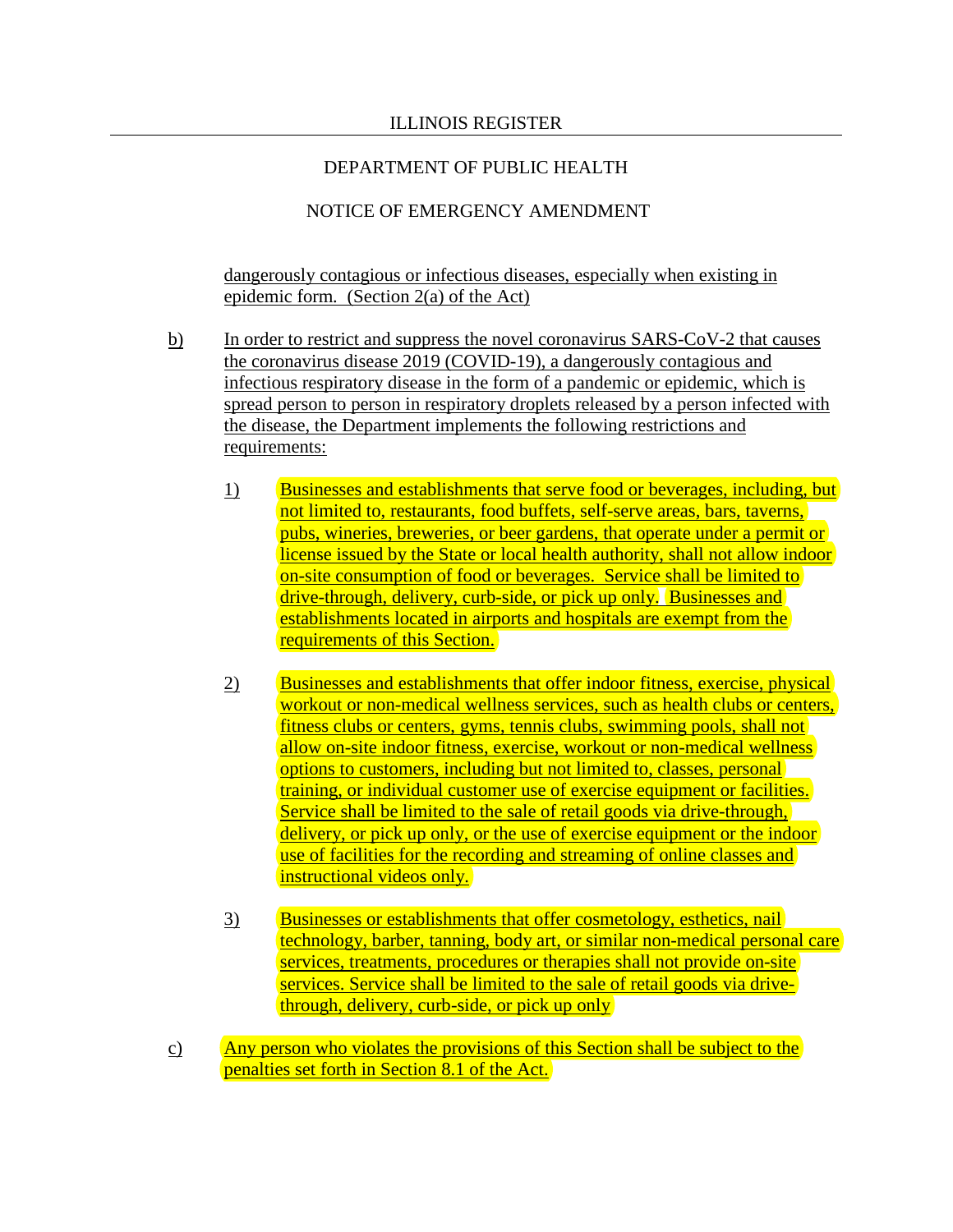dangerously contagious or infectious diseases, especially when existing in epidemic form. (Section 2(a) of the Act)

b) In order to restrict and suppress the novel coronavirus SARS-CoV-2 that causes the coronavirus disease 2019 (COVID-19), a dangerously contagious and infectious respiratory disease in the form of a pandemic or epidemic, which is spread person to person in respiratory droplets released by a person infected with the disease, the Department implements the following restrictions and requirements:

   1) Businesses and establishments that serve food or beverages, including, but not limited to, restaurants, food buffets, self-serve areas, bars, taverns, pubs, wineries, breweries, or beer gardens, that operate under a permit or license issued by the State or local health authority, shall not allow indoor on-site consumption of food or beverages. Service shall be limited to drive-through, delivery, curb-side, or pick up only. Businesses and establishments located in airports and hospitals are exempt from the requirements of this Section.

   2) Businesses and establishments that offer indoor fitness, exercise, physical workout or non-medical wellness services, such as health clubs or centers, fitness clubs or centers, gyms, tennis clubs, swimming pools, shall not allow on-site indoor fitness, exercise, workout or non-medical wellness options to customers, including but not limited to, classes, personal training, or individual customer use of exercise equipment or facilities. Service shall be limited to the sale of retail goods via drive-through, delivery, or pick up only, or the use of exercise equipment or the indoor use of facilities for the recording and streaming of online classes and instructional videos only.

   3) Businesses or establishments that offer cosmetology, esthetics, nail technology, barber, tanning, body art, or similar non-medical personal care services, treatments, procedures or therapies shall not provide on-site services. Service shall be limited to the sale of retail goods via drive-through, delivery, curb-side, or pick up only

c) Any person who violates the provisions of this Section shall be subject to the penalties set forth in Section 8.1 of the Act.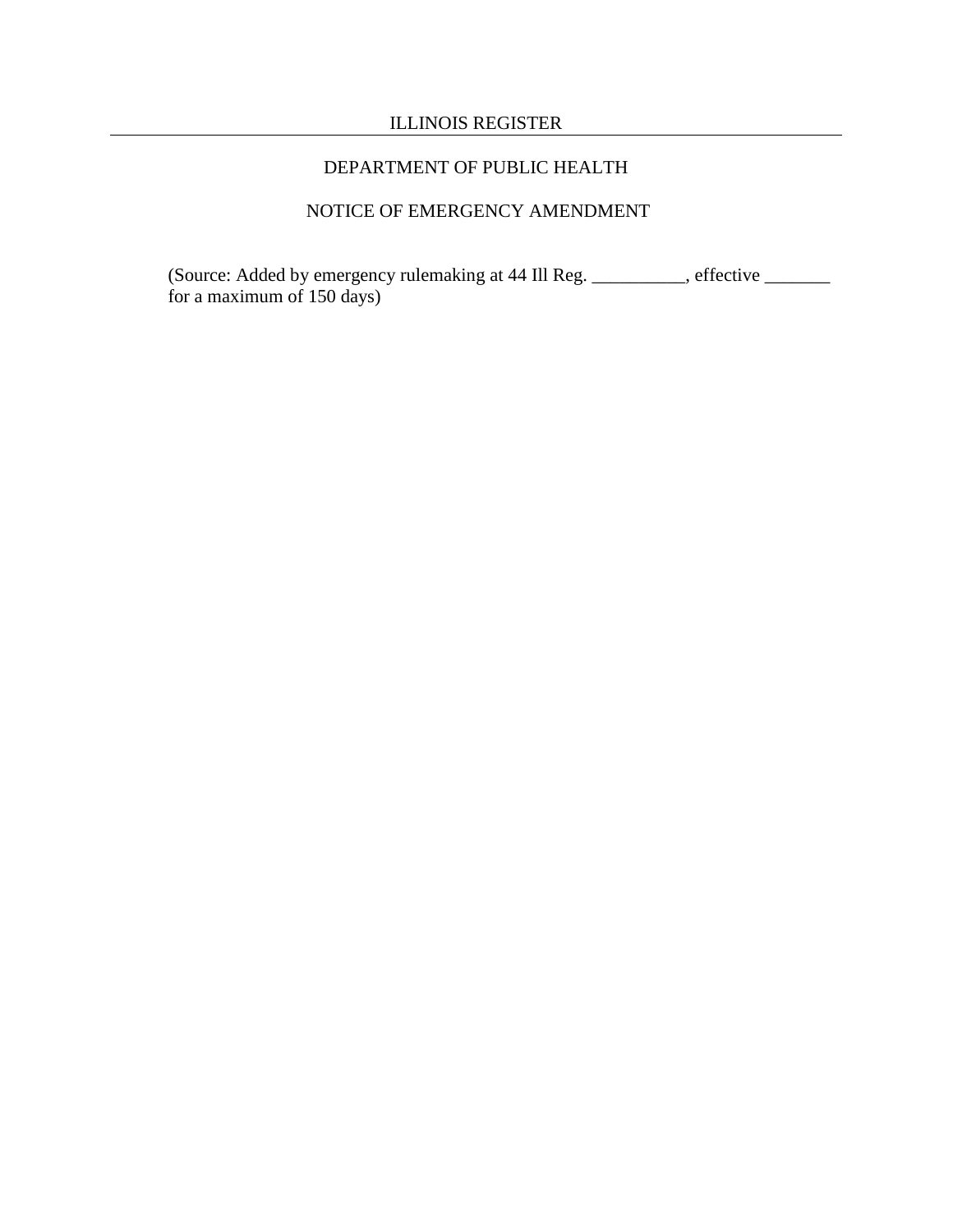(Source: Added by emergency rulemaking at 44 Ill Reg. __________, effective _______ for a maximum of 150 days)